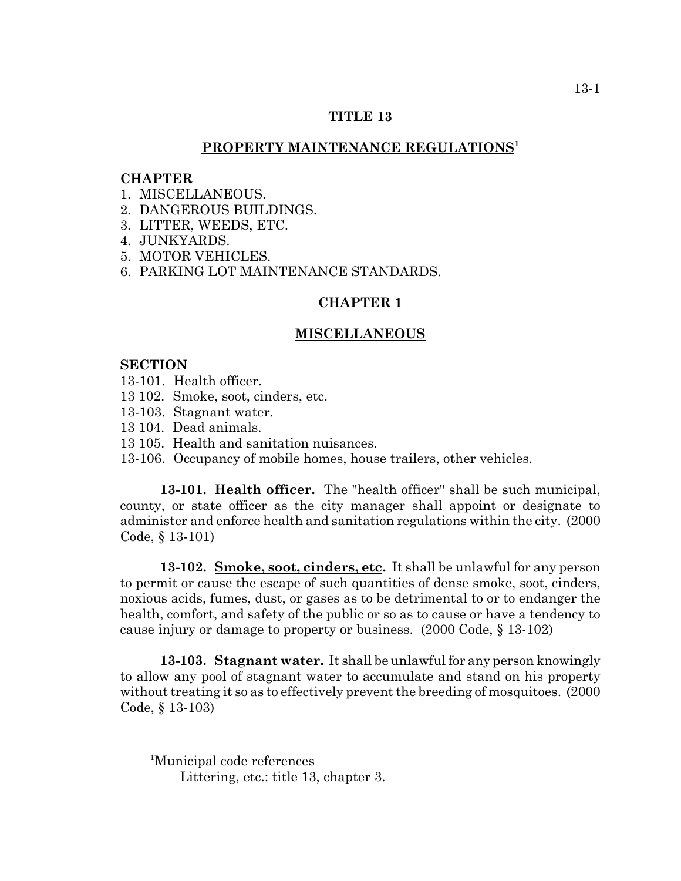# TITLE 13

## PROPERTY MAINTENANCE REGULATIONS[1]

**CHAPTER**
1. MISCELLANEOUS.
2. DANGEROUS BUILDINGS.
3. LITTER, WEEDS, ETC.
4. JUNKYARDS.
5. MOTOR VEHICLES.
6. PARKING LOT MAINTENANCE STANDARDS.

## CHAPTER 1

## MISCELLANEOUS

**SECTION**
13-101. Health officer.
13 102. Smoke, soot, cinders, etc.
13-103. Stagnant water.
13 104. Dead animals.
13 105. Health and sanitation nuisances.
13-106. Occupancy of mobile homes, house trailers, other vehicles.

**13-101. Health officer.** The "health officer" shall be such municipal, county, or state officer as the city manager shall appoint or designate to administer and enforce health and sanitation regulations within the city. (2000 Code, § 13-101)

**13-102. Smoke, soot, cinders, etc.** It shall be unlawful for any person to permit or cause the escape of such quantities of dense smoke, soot, cinders, noxious acids, fumes, dust, or gases as to be detrimental to or to endanger the health, comfort, and safety of the public or so as to cause or have a tendency to cause injury or damage to property or business. (2000 Code, § 13-102)

**13-103. Stagnant water.** It shall be unlawful for any person knowingly to allow any pool of stagnant water to accumulate and stand on his property without treating it so as to effectively prevent the breeding of mosquitoes. (2000 Code, § 13-103)

---

[1]Municipal code references
Littering, etc.: title 13, chapter 3.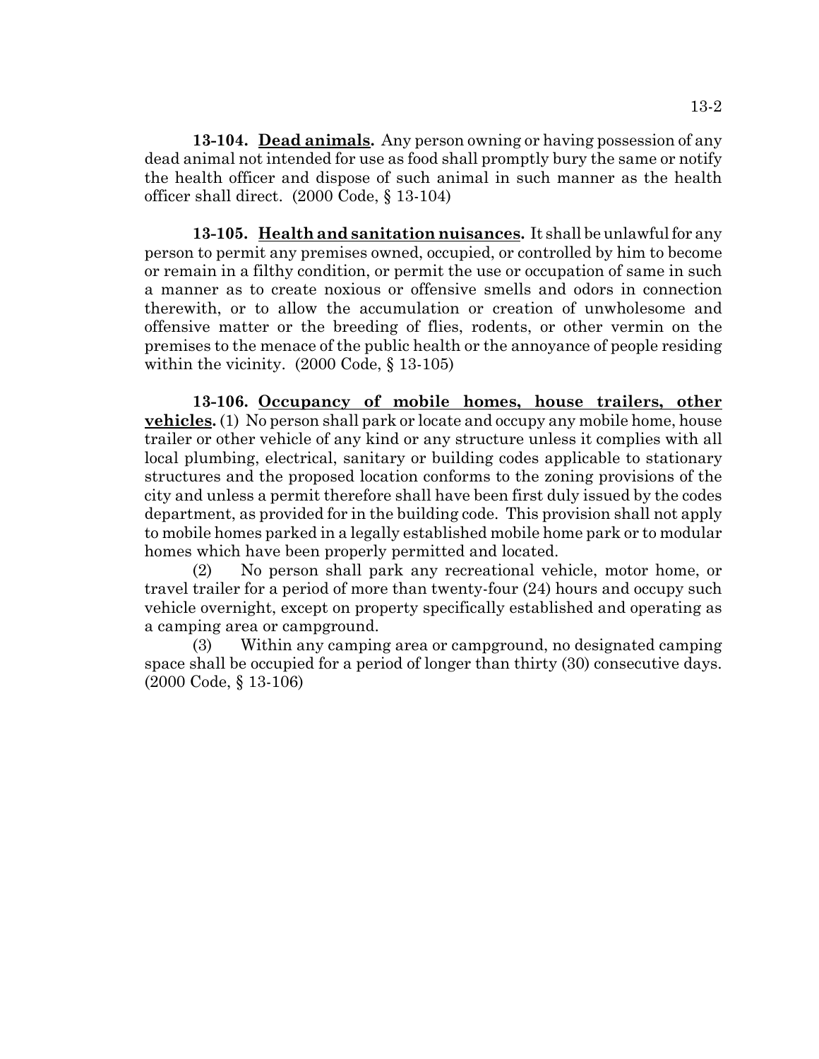**13-104. <u>Dead animals</u>.** Any person owning or having possession of any dead animal not intended for use as food shall promptly bury the same or notify the health officer and dispose of such animal in such manner as the health officer shall direct. (2000 Code, § 13-104)

**13-105. <u>Health and sanitation nuisances</u>.** It shall be unlawful for any person to permit any premises owned, occupied, or controlled by him to become or remain in a filthy condition, or permit the use or occupation of same in such a manner as to create noxious or offensive smells and odors in connection therewith, or to allow the accumulation or creation of unwholesome and offensive matter or the breeding of flies, rodents, or other vermin on the premises to the menace of the public health or the annoyance of people residing within the vicinity. (2000 Code, § 13-105)

**13-106. <u>Occupancy of mobile homes, house trailers, other vehicles</u>.** (1) No person shall park or locate and occupy any mobile home, house trailer or other vehicle of any kind or any structure unless it complies with all local plumbing, electrical, sanitary or building codes applicable to stationary structures and the proposed location conforms to the zoning provisions of the city and unless a permit therefore shall have been first duly issued by the codes department, as provided for in the building code. This provision shall not apply to mobile homes parked in a legally established mobile home park or to modular homes which have been properly permitted and located.

(2) No person shall park any recreational vehicle, motor home, or travel trailer for a period of more than twenty-four (24) hours and occupy such vehicle overnight, except on property specifically established and operating as a camping area or campground.

(3) Within any camping area or campground, no designated camping space shall be occupied for a period of longer than thirty (30) consecutive days. (2000 Code, § 13-106)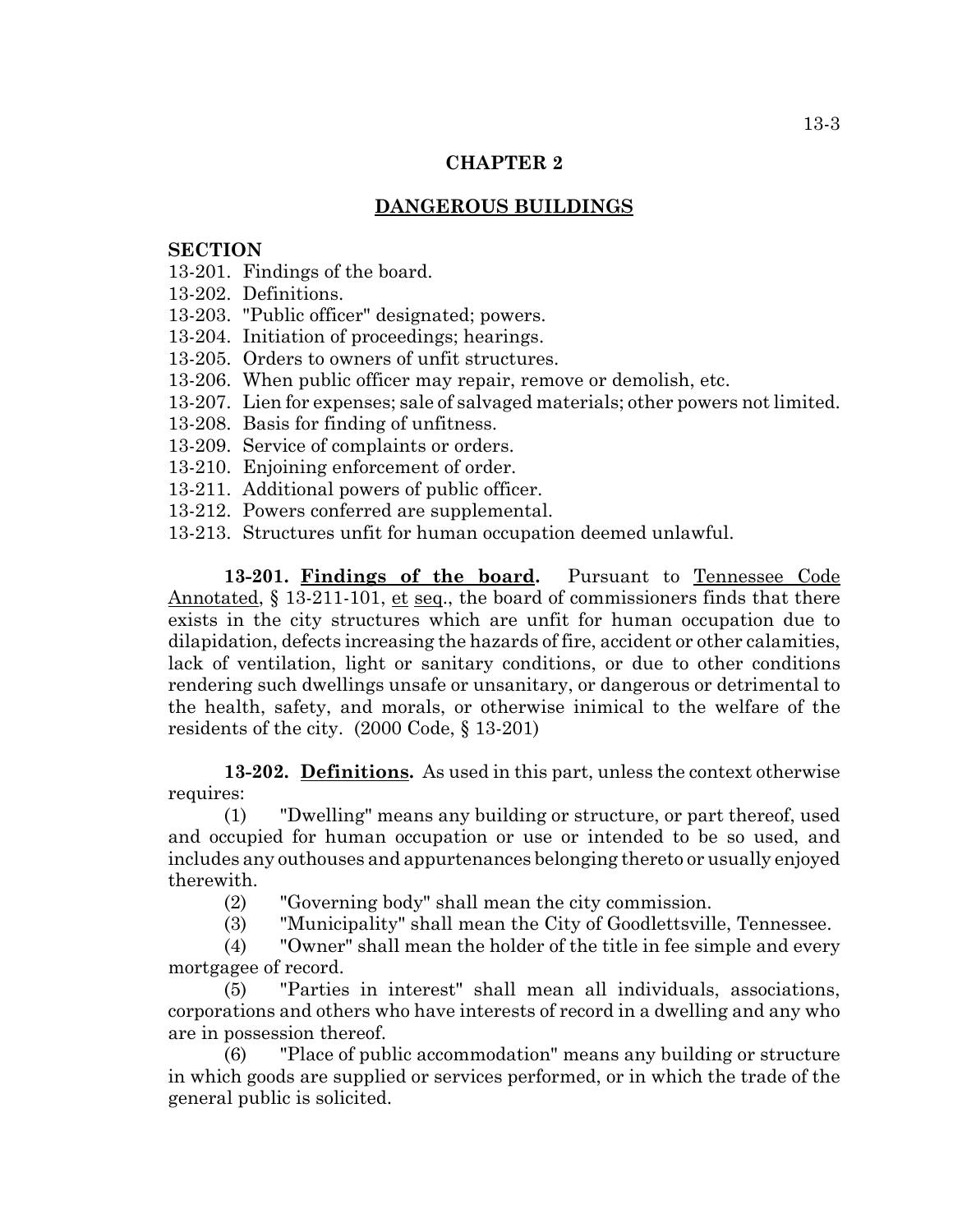## CHAPTER 2

## DANGEROUS BUILDINGS

**SECTION**

13-201. Findings of the board.
13-202. Definitions.
13-203. "Public officer" designated; powers.
13-204. Initiation of proceedings; hearings.
13-205. Orders to owners of unfit structures.
13-206. When public officer may repair, remove or demolish, etc.
13-207. Lien for expenses; sale of salvaged materials; other powers not limited.
13-208. Basis for finding of unfitness.
13-209. Service of complaints or orders.
13-210. Enjoining enforcement of order.
13-211. Additional powers of public officer.
13-212. Powers conferred are supplemental.
13-213. Structures unfit for human occupation deemed unlawful.

**13-201. Findings of the board.** Pursuant to Tennessee Code Annotated, § 13-211-101, et seq., the board of commissioners finds that there exists in the city structures which are unfit for human occupation due to dilapidation, defects increasing the hazards of fire, accident or other calamities, lack of ventilation, light or sanitary conditions, or due to other conditions rendering such dwellings unsafe or unsanitary, or dangerous or detrimental to the health, safety, and morals, or otherwise inimical to the welfare of the residents of the city. (2000 Code, § 13-201)

**13-202. Definitions.** As used in this part, unless the context otherwise requires:

(1) "Dwelling" means any building or structure, or part thereof, used and occupied for human occupation or use or intended to be so used, and includes any outhouses and appurtenances belonging thereto or usually enjoyed therewith.

(2) "Governing body" shall mean the city commission.

(3) "Municipality" shall mean the City of Goodlettsville, Tennessee.

(4) "Owner" shall mean the holder of the title in fee simple and every mortgagee of record.

(5) "Parties in interest" shall mean all individuals, associations, corporations and others who have interests of record in a dwelling and any who are in possession thereof.

(6) "Place of public accommodation" means any building or structure in which goods are supplied or services performed, or in which the trade of the general public is solicited.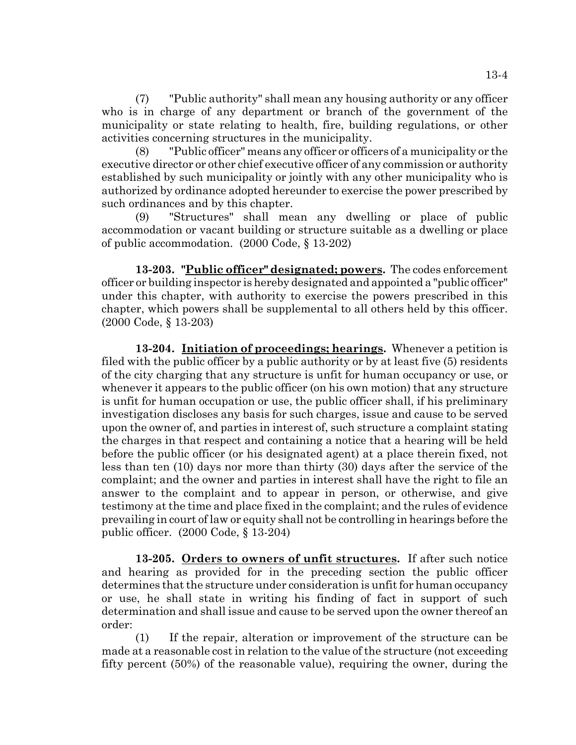(7) "Public authority" shall mean any housing authority or any officer who is in charge of any department or branch of the government of the municipality or state relating to health, fire, building regulations, or other activities concerning structures in the municipality.

(8) "Public officer" means any officer or officers of a municipality or the executive director or other chief executive officer of any commission or authority established by such municipality or jointly with any other municipality who is authorized by ordinance adopted hereunder to exercise the power prescribed by such ordinances and by this chapter.

(9) "Structures" shall mean any dwelling or place of public accommodation or vacant building or structure suitable as a dwelling or place of public accommodation. (2000 Code, § 13-202)

**13-203. "Public officer" designated; powers.** The codes enforcement officer or building inspector is hereby designated and appointed a "public officer" under this chapter, with authority to exercise the powers prescribed in this chapter, which powers shall be supplemental to all others held by this officer. (2000 Code, § 13-203)

**13-204. Initiation of proceedings; hearings.** Whenever a petition is filed with the public officer by a public authority or by at least five (5) residents of the city charging that any structure is unfit for human occupancy or use, or whenever it appears to the public officer (on his own motion) that any structure is unfit for human occupation or use, the public officer shall, if his preliminary investigation discloses any basis for such charges, issue and cause to be served upon the owner of, and parties in interest of, such structure a complaint stating the charges in that respect and containing a notice that a hearing will be held before the public officer (or his designated agent) at a place therein fixed, not less than ten (10) days nor more than thirty (30) days after the service of the complaint; and the owner and parties in interest shall have the right to file an answer to the complaint and to appear in person, or otherwise, and give testimony at the time and place fixed in the complaint; and the rules of evidence prevailing in court of law or equity shall not be controlling in hearings before the public officer. (2000 Code, § 13-204)

**13-205. Orders to owners of unfit structures.** If after such notice and hearing as provided for in the preceding section the public officer determines that the structure under consideration is unfit for human occupancy or use, he shall state in writing his finding of fact in support of such determination and shall issue and cause to be served upon the owner thereof an order:

(1) If the repair, alteration or improvement of the structure can be made at a reasonable cost in relation to the value of the structure (not exceeding fifty percent (50%) of the reasonable value), requiring the owner, during the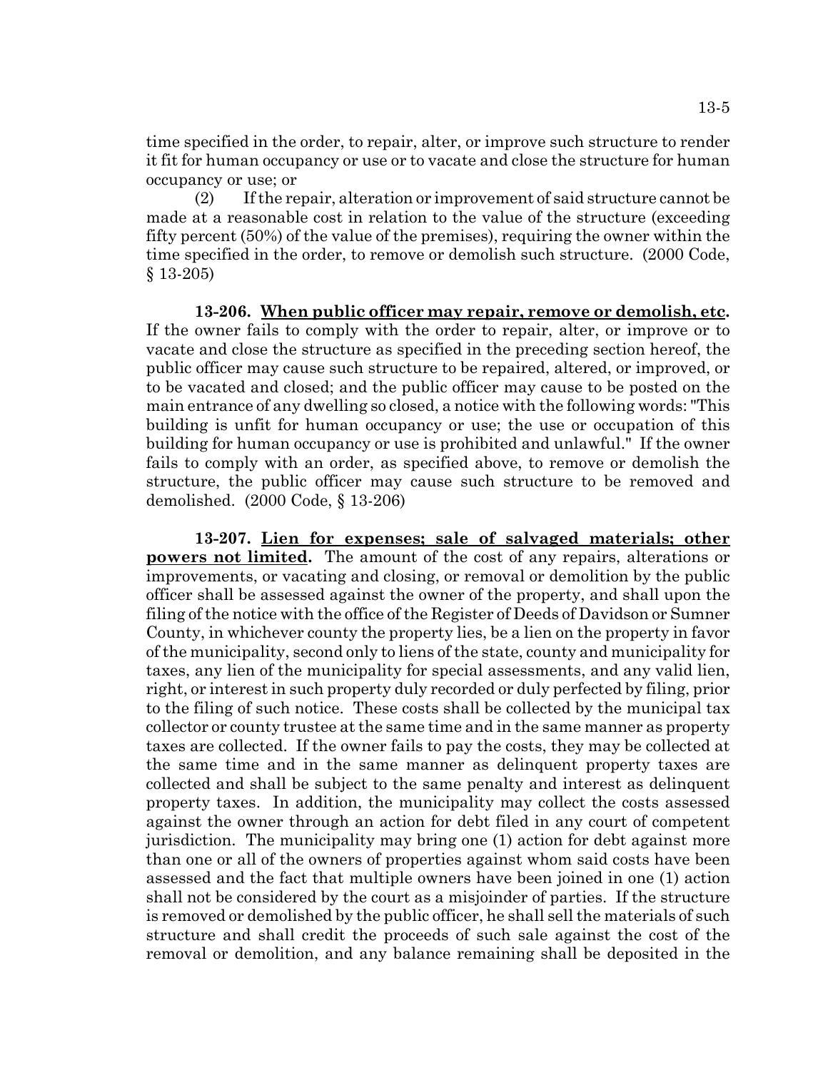time specified in the order, to repair, alter, or improve such structure to render it fit for human occupancy or use or to vacate and close the structure for human occupancy or use; or

(2) If the repair, alteration or improvement of said structure cannot be made at a reasonable cost in relation to the value of the structure (exceeding fifty percent (50%) of the value of the premises), requiring the owner within the time specified in the order, to remove or demolish such structure. (2000 Code, § 13-205)

**13-206. When public officer may repair, remove or demolish, etc.** If the owner fails to comply with the order to repair, alter, or improve or to vacate and close the structure as specified in the preceding section hereof, the public officer may cause such structure to be repaired, altered, or improved, or to be vacated and closed; and the public officer may cause to be posted on the main entrance of any dwelling so closed, a notice with the following words: "This building is unfit for human occupancy or use; the use or occupation of this building for human occupancy or use is prohibited and unlawful." If the owner fails to comply with an order, as specified above, to remove or demolish the structure, the public officer may cause such structure to be removed and demolished. (2000 Code, § 13-206)

**13-207. Lien for expenses; sale of salvaged materials; other powers not limited.** The amount of the cost of any repairs, alterations or improvements, or vacating and closing, or removal or demolition by the public officer shall be assessed against the owner of the property, and shall upon the filing of the notice with the office of the Register of Deeds of Davidson or Sumner County, in whichever county the property lies, be a lien on the property in favor of the municipality, second only to liens of the state, county and municipality for taxes, any lien of the municipality for special assessments, and any valid lien, right, or interest in such property duly recorded or duly perfected by filing, prior to the filing of such notice. These costs shall be collected by the municipal tax collector or county trustee at the same time and in the same manner as property taxes are collected. If the owner fails to pay the costs, they may be collected at the same time and in the same manner as delinquent property taxes are collected and shall be subject to the same penalty and interest as delinquent property taxes. In addition, the municipality may collect the costs assessed against the owner through an action for debt filed in any court of competent jurisdiction. The municipality may bring one (1) action for debt against more than one or all of the owners of properties against whom said costs have been assessed and the fact that multiple owners have been joined in one (1) action shall not be considered by the court as a misjoinder of parties. If the structure is removed or demolished by the public officer, he shall sell the materials of such structure and shall credit the proceeds of such sale against the cost of the removal or demolition, and any balance remaining shall be deposited in the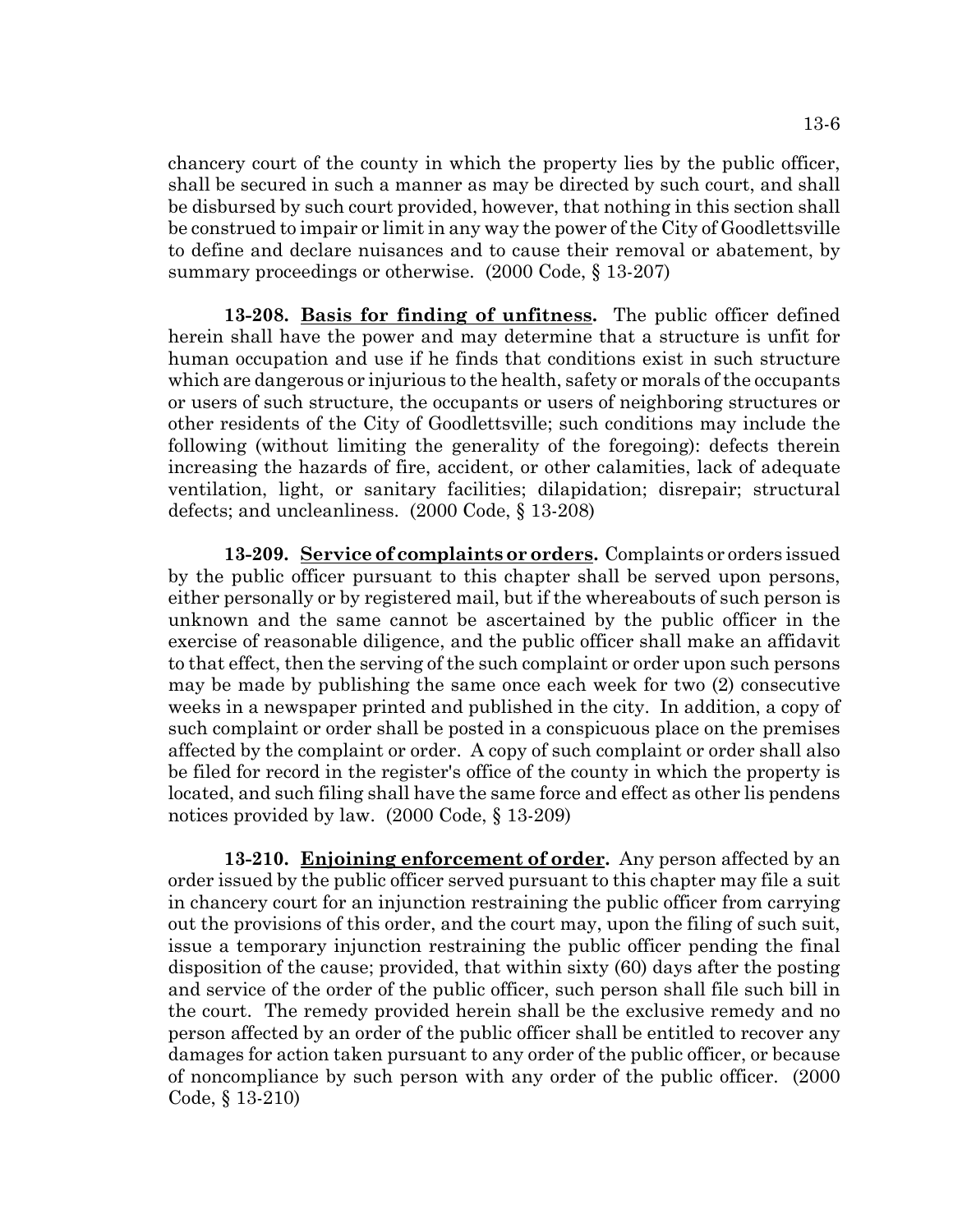chancery court of the county in which the property lies by the public officer, shall be secured in such a manner as may be directed by such court, and shall be disbursed by such court provided, however, that nothing in this section shall be construed to impair or limit in any way the power of the City of Goodlettsville to define and declare nuisances and to cause their removal or abatement, by summary proceedings or otherwise. (2000 Code, § 13-207)

**13-208. Basis for finding of unfitness.** The public officer defined herein shall have the power and may determine that a structure is unfit for human occupation and use if he finds that conditions exist in such structure which are dangerous or injurious to the health, safety or morals of the occupants or users of such structure, the occupants or users of neighboring structures or other residents of the City of Goodlettsville; such conditions may include the following (without limiting the generality of the foregoing): defects therein increasing the hazards of fire, accident, or other calamities, lack of adequate ventilation, light, or sanitary facilities; dilapidation; disrepair; structural defects; and uncleanliness. (2000 Code, § 13-208)

**13-209. Service of complaints or orders.** Complaints or orders issued by the public officer pursuant to this chapter shall be served upon persons, either personally or by registered mail, but if the whereabouts of such person is unknown and the same cannot be ascertained by the public officer in the exercise of reasonable diligence, and the public officer shall make an affidavit to that effect, then the serving of the such complaint or order upon such persons may be made by publishing the same once each week for two (2) consecutive weeks in a newspaper printed and published in the city. In addition, a copy of such complaint or order shall be posted in a conspicuous place on the premises affected by the complaint or order. A copy of such complaint or order shall also be filed for record in the register's office of the county in which the property is located, and such filing shall have the same force and effect as other lis pendens notices provided by law. (2000 Code, § 13-209)

**13-210. Enjoining enforcement of order.** Any person affected by an order issued by the public officer served pursuant to this chapter may file a suit in chancery court for an injunction restraining the public officer from carrying out the provisions of this order, and the court may, upon the filing of such suit, issue a temporary injunction restraining the public officer pending the final disposition of the cause; provided, that within sixty (60) days after the posting and service of the order of the public officer, such person shall file such bill in the court. The remedy provided herein shall be the exclusive remedy and no person affected by an order of the public officer shall be entitled to recover any damages for action taken pursuant to any order of the public officer, or because of noncompliance by such person with any order of the public officer. (2000 Code, § 13-210)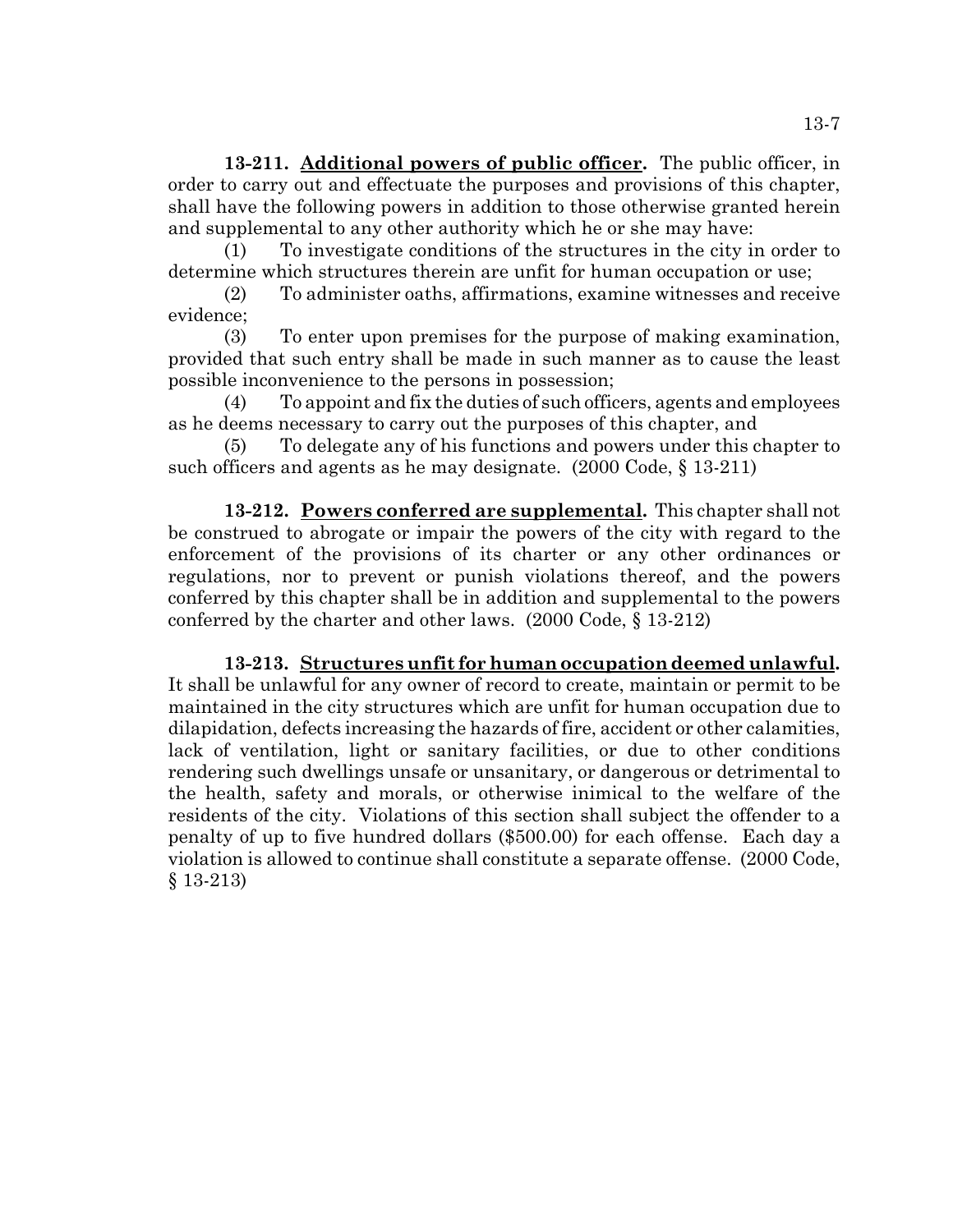**13-211. Additional powers of public officer.** The public officer, in order to carry out and effectuate the purposes and provisions of this chapter, shall have the following powers in addition to those otherwise granted herein and supplemental to any other authority which he or she may have:

(1) To investigate conditions of the structures in the city in order to determine which structures therein are unfit for human occupation or use;

(2) To administer oaths, affirmations, examine witnesses and receive evidence;

(3) To enter upon premises for the purpose of making examination, provided that such entry shall be made in such manner as to cause the least possible inconvenience to the persons in possession;

(4) To appoint and fix the duties of such officers, agents and employees as he deems necessary to carry out the purposes of this chapter, and

(5) To delegate any of his functions and powers under this chapter to such officers and agents as he may designate. (2000 Code, § 13-211)

**13-212. Powers conferred are supplemental.** This chapter shall not be construed to abrogate or impair the powers of the city with regard to the enforcement of the provisions of its charter or any other ordinances or regulations, nor to prevent or punish violations thereof, and the powers conferred by this chapter shall be in addition and supplemental to the powers conferred by the charter and other laws. (2000 Code, § 13-212)

**13-213. Structures unfit for human occupation deemed unlawful.** It shall be unlawful for any owner of record to create, maintain or permit to be maintained in the city structures which are unfit for human occupation due to dilapidation, defects increasing the hazards of fire, accident or other calamities, lack of ventilation, light or sanitary facilities, or due to other conditions rendering such dwellings unsafe or unsanitary, or dangerous or detrimental to the health, safety and morals, or otherwise inimical to the welfare of the residents of the city. Violations of this section shall subject the offender to a penalty of up to five hundred dollars ($500.00) for each offense. Each day a violation is allowed to continue shall constitute a separate offense. (2000 Code, § 13-213)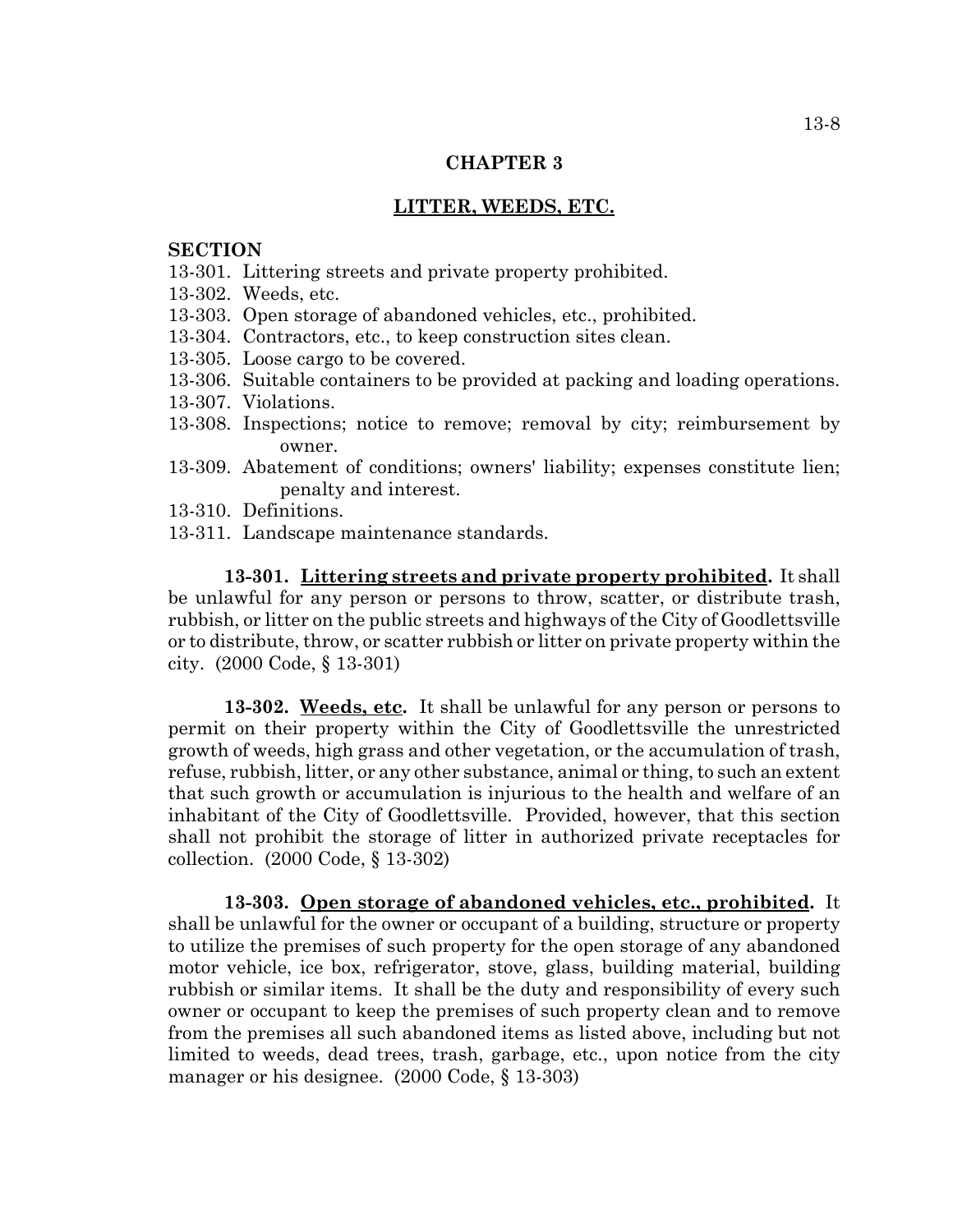## CHAPTER 3

## LITTER, WEEDS, ETC.

**SECTION**

13-301. Littering streets and private property prohibited.
13-302. Weeds, etc.
13-303. Open storage of abandoned vehicles, etc., prohibited.
13-304. Contractors, etc., to keep construction sites clean.
13-305. Loose cargo to be covered.
13-306. Suitable containers to be provided at packing and loading operations.
13-307. Violations.
13-308. Inspections; notice to remove; removal by city; reimbursement by owner.
13-309. Abatement of conditions; owners' liability; expenses constitute lien; penalty and interest.
13-310. Definitions.
13-311. Landscape maintenance standards.

**13-301. Littering streets and private property prohibited.** It shall be unlawful for any person or persons to throw, scatter, or distribute trash, rubbish, or litter on the public streets and highways of the City of Goodlettsville or to distribute, throw, or scatter rubbish or litter on private property within the city. (2000 Code, § 13-301)

**13-302. Weeds, etc.** It shall be unlawful for any person or persons to permit on their property within the City of Goodlettsville the unrestricted growth of weeds, high grass and other vegetation, or the accumulation of trash, refuse, rubbish, litter, or any other substance, animal or thing, to such an extent that such growth or accumulation is injurious to the health and welfare of an inhabitant of the City of Goodlettsville. Provided, however, that this section shall not prohibit the storage of litter in authorized private receptacles for collection. (2000 Code, § 13-302)

**13-303. Open storage of abandoned vehicles, etc., prohibited.** It shall be unlawful for the owner or occupant of a building, structure or property to utilize the premises of such property for the open storage of any abandoned motor vehicle, ice box, refrigerator, stove, glass, building material, building rubbish or similar items. It shall be the duty and responsibility of every such owner or occupant to keep the premises of such property clean and to remove from the premises all such abandoned items as listed above, including but not limited to weeds, dead trees, trash, garbage, etc., upon notice from the city manager or his designee. (2000 Code, § 13-303)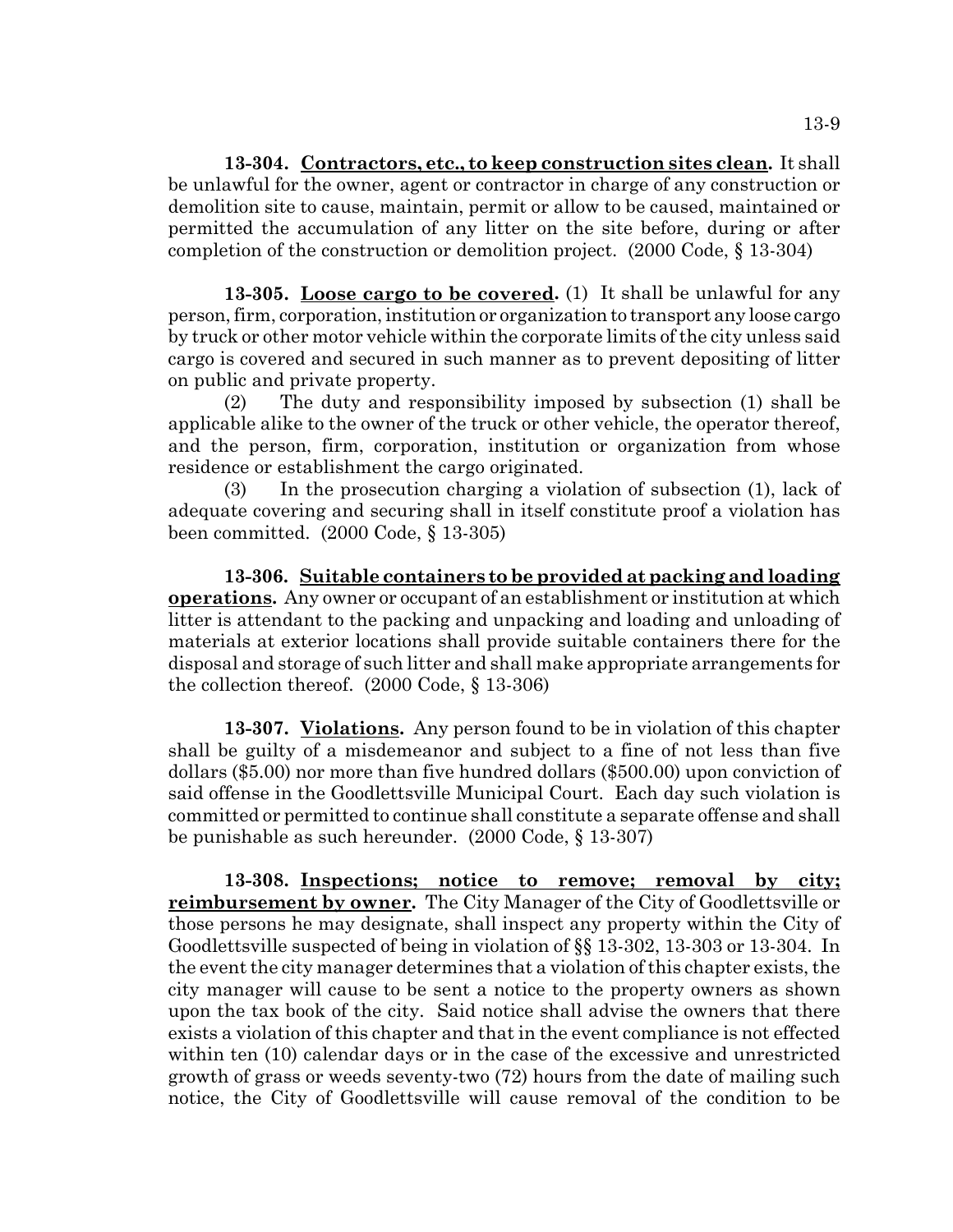**13-304. Contractors, etc., to keep construction sites clean.** It shall be unlawful for the owner, agent or contractor in charge of any construction or demolition site to cause, maintain, permit or allow to be caused, maintained or permitted the accumulation of any litter on the site before, during or after completion of the construction or demolition project. (2000 Code, § 13-304)

**13-305. Loose cargo to be covered.** (1) It shall be unlawful for any person, firm, corporation, institution or organization to transport any loose cargo by truck or other motor vehicle within the corporate limits of the city unless said cargo is covered and secured in such manner as to prevent depositing of litter on public and private property.

(2) The duty and responsibility imposed by subsection (1) shall be applicable alike to the owner of the truck or other vehicle, the operator thereof, and the person, firm, corporation, institution or organization from whose residence or establishment the cargo originated.

(3) In the prosecution charging a violation of subsection (1), lack of adequate covering and securing shall in itself constitute proof a violation has been committed. (2000 Code, § 13-305)

**13-306. Suitable containers to be provided at packing and loading operations.** Any owner or occupant of an establishment or institution at which litter is attendant to the packing and unpacking and loading and unloading of materials at exterior locations shall provide suitable containers there for the disposal and storage of such litter and shall make appropriate arrangements for the collection thereof. (2000 Code, § 13-306)

**13-307. Violations.** Any person found to be in violation of this chapter shall be guilty of a misdemeanor and subject to a fine of not less than five dollars ($5.00) nor more than five hundred dollars ($500.00) upon conviction of said offense in the Goodlettsville Municipal Court. Each day such violation is committed or permitted to continue shall constitute a separate offense and shall be punishable as such hereunder. (2000 Code, § 13-307)

**13-308. Inspections; notice to remove; removal by city; reimbursement by owner.** The City Manager of the City of Goodlettsville or those persons he may designate, shall inspect any property within the City of Goodlettsville suspected of being in violation of §§ 13-302, 13-303 or 13-304. In the event the city manager determines that a violation of this chapter exists, the city manager will cause to be sent a notice to the property owners as shown upon the tax book of the city. Said notice shall advise the owners that there exists a violation of this chapter and that in the event compliance is not effected within ten (10) calendar days or in the case of the excessive and unrestricted growth of grass or weeds seventy-two (72) hours from the date of mailing such notice, the City of Goodlettsville will cause removal of the condition to be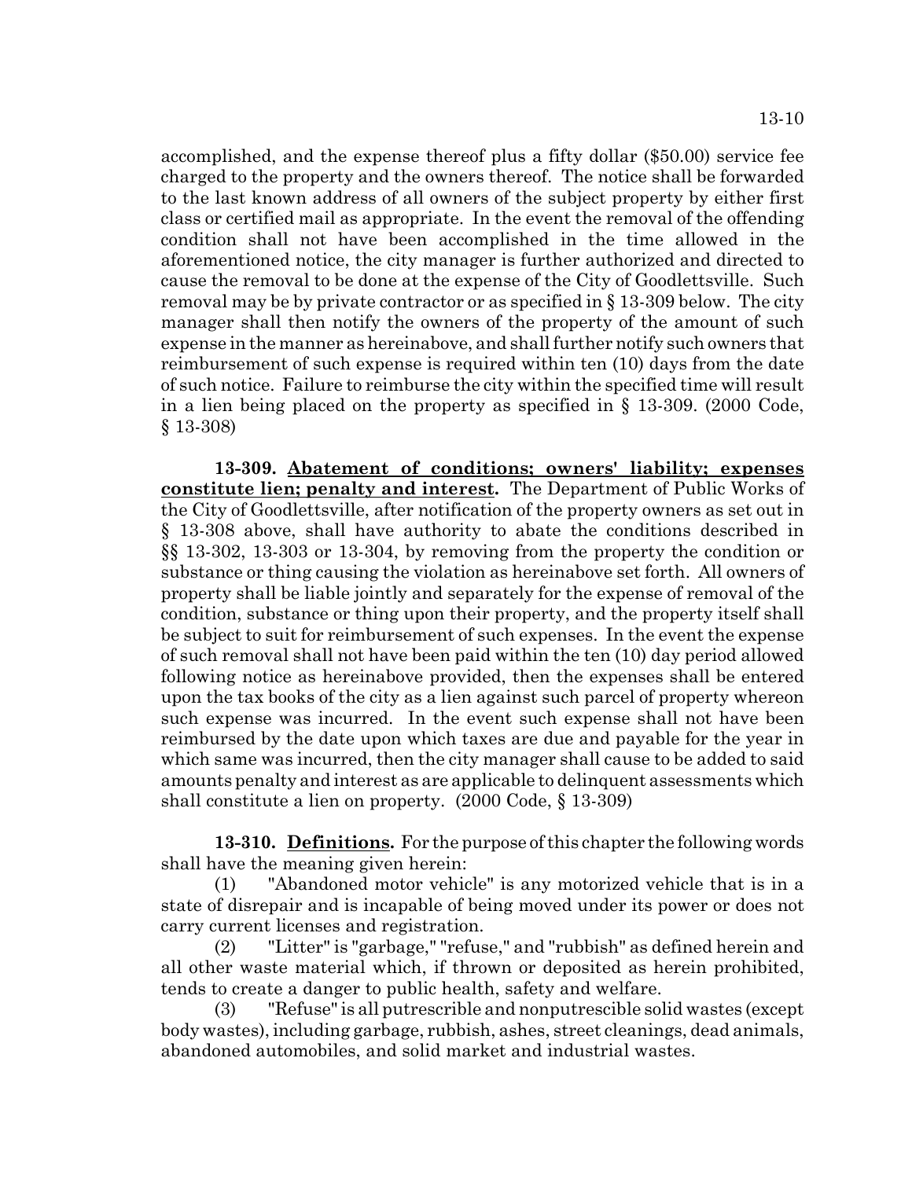accomplished, and the expense thereof plus a fifty dollar ($50.00) service fee charged to the property and the owners thereof. The notice shall be forwarded to the last known address of all owners of the subject property by either first class or certified mail as appropriate. In the event the removal of the offending condition shall not have been accomplished in the time allowed in the aforementioned notice, the city manager is further authorized and directed to cause the removal to be done at the expense of the City of Goodlettsville. Such removal may be by private contractor or as specified in § 13-309 below. The city manager shall then notify the owners of the property of the amount of such expense in the manner as hereinabove, and shall further notify such owners that reimbursement of such expense is required within ten (10) days from the date of such notice. Failure to reimburse the city within the specified time will result in a lien being placed on the property as specified in § 13-309. (2000 Code, § 13-308)

**13-309. Abatement of conditions; owners' liability; expenses constitute lien; penalty and interest.** The Department of Public Works of the City of Goodlettsville, after notification of the property owners as set out in § 13-308 above, shall have authority to abate the conditions described in §§ 13-302, 13-303 or 13-304, by removing from the property the condition or substance or thing causing the violation as hereinabove set forth. All owners of property shall be liable jointly and separately for the expense of removal of the condition, substance or thing upon their property, and the property itself shall be subject to suit for reimbursement of such expenses. In the event the expense of such removal shall not have been paid within the ten (10) day period allowed following notice as hereinabove provided, then the expenses shall be entered upon the tax books of the city as a lien against such parcel of property whereon such expense was incurred. In the event such expense shall not have been reimbursed by the date upon which taxes are due and payable for the year in which same was incurred, then the city manager shall cause to be added to said amounts penalty and interest as are applicable to delinquent assessments which shall constitute a lien on property. (2000 Code, § 13-309)

**13-310. Definitions.** For the purpose of this chapter the following words shall have the meaning given herein:

(1) "Abandoned motor vehicle" is any motorized vehicle that is in a state of disrepair and is incapable of being moved under its power or does not carry current licenses and registration.

(2) "Litter" is "garbage," "refuse," and "rubbish" as defined herein and all other waste material which, if thrown or deposited as herein prohibited, tends to create a danger to public health, safety and welfare.

(3) "Refuse" is all putrescrible and nonputrescible solid wastes (except body wastes), including garbage, rubbish, ashes, street cleanings, dead animals, abandoned automobiles, and solid market and industrial wastes.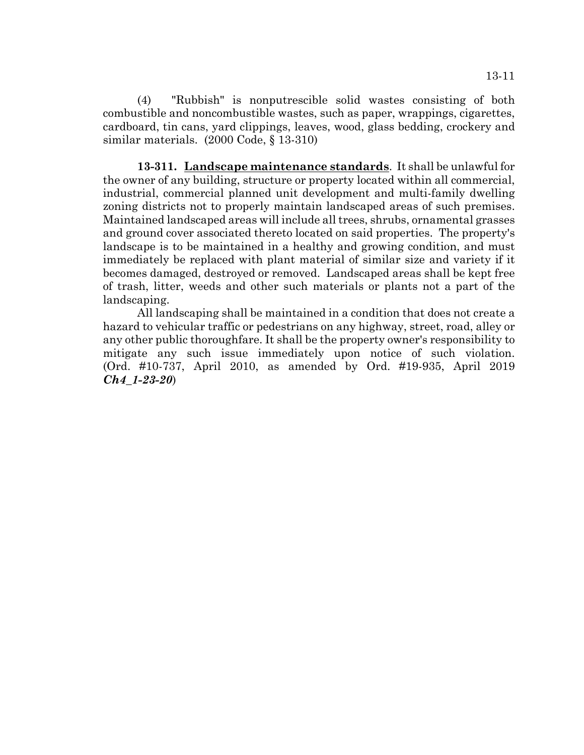(4) "Rubbish" is nonputrescible solid wastes consisting of both combustible and noncombustible wastes, such as paper, wrappings, cigarettes, cardboard, tin cans, yard clippings, leaves, wood, glass bedding, crockery and similar materials. (2000 Code, § 13-310)

**13-311. Landscape maintenance standards**. It shall be unlawful for the owner of any building, structure or property located within all commercial, industrial, commercial planned unit development and multi-family dwelling zoning districts not to properly maintain landscaped areas of such premises. Maintained landscaped areas will include all trees, shrubs, ornamental grasses and ground cover associated thereto located on said properties. The property's landscape is to be maintained in a healthy and growing condition, and must immediately be replaced with plant material of similar size and variety if it becomes damaged, destroyed or removed. Landscaped areas shall be kept free of trash, litter, weeds and other such materials or plants not a part of the landscaping.

All landscaping shall be maintained in a condition that does not create a hazard to vehicular traffic or pedestrians on any highway, street, road, alley or any other public thoroughfare. It shall be the property owner's responsibility to mitigate any such issue immediately upon notice of such violation. (Ord. #10-737, April 2010, as amended by Ord. #19-935, April 2019 ***Ch4_1-23-20***)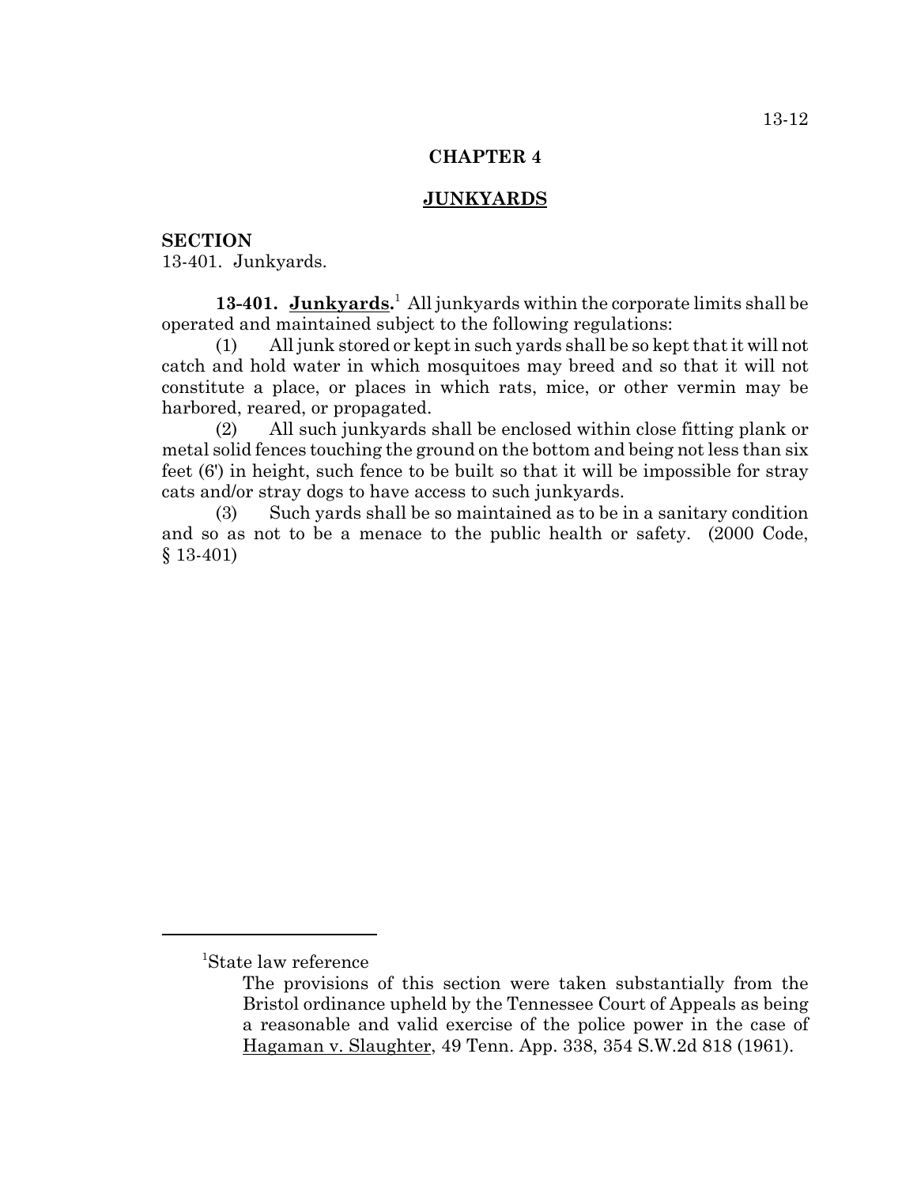## CHAPTER 4

## JUNKYARDS

**SECTION**
13-401. Junkyards.

**13-401. Junkyards.**[1] All junkyards within the corporate limits shall be operated and maintained subject to the following regulations:

(1) All junk stored or kept in such yards shall be so kept that it will not catch and hold water in which mosquitoes may breed and so that it will not constitute a place, or places in which rats, mice, or other vermin may be harbored, reared, or propagated.

(2) All such junkyards shall be enclosed within close fitting plank or metal solid fences touching the ground on the bottom and being not less than six feet (6') in height, such fence to be built so that it will be impossible for stray cats and/or stray dogs to have access to such junkyards.

(3) Such yards shall be so maintained as to be in a sanitary condition and so as not to be a menace to the public health or safety. (2000 Code, § 13-401)

---

[1]State law reference

The provisions of this section were taken substantially from the Bristol ordinance upheld by the Tennessee Court of Appeals as being a reasonable and valid exercise of the police power in the case of Hagaman v. Slaughter, 49 Tenn. App. 338, 354 S.W.2d 818 (1961).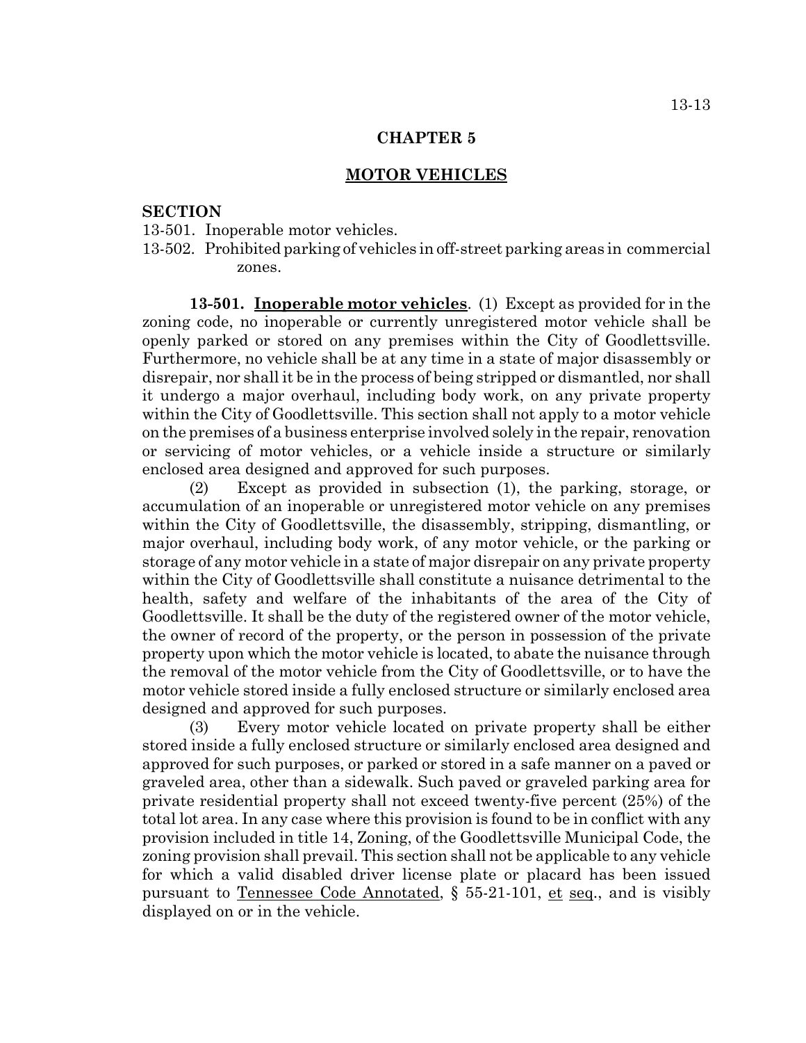# CHAPTER 5

## MOTOR VEHICLES

**SECTION**

13-501. Inoperable motor vehicles.
13-502. Prohibited parking of vehicles in off-street parking areas in commercial zones.

**13-501. Inoperable motor vehicles**. (1) Except as provided for in the zoning code, no inoperable or currently unregistered motor vehicle shall be openly parked or stored on any premises within the City of Goodlettsville. Furthermore, no vehicle shall be at any time in a state of major disassembly or disrepair, nor shall it be in the process of being stripped or dismantled, nor shall it undergo a major overhaul, including body work, on any private property within the City of Goodlettsville. This section shall not apply to a motor vehicle on the premises of a business enterprise involved solely in the repair, renovation or servicing of motor vehicles, or a vehicle inside a structure or similarly enclosed area designed and approved for such purposes.

(2) Except as provided in subsection (1), the parking, storage, or accumulation of an inoperable or unregistered motor vehicle on any premises within the City of Goodlettsville, the disassembly, stripping, dismantling, or major overhaul, including body work, of any motor vehicle, or the parking or storage of any motor vehicle in a state of major disrepair on any private property within the City of Goodlettsville shall constitute a nuisance detrimental to the health, safety and welfare of the inhabitants of the area of the City of Goodlettsville. It shall be the duty of the registered owner of the motor vehicle, the owner of record of the property, or the person in possession of the private property upon which the motor vehicle is located, to abate the nuisance through the removal of the motor vehicle from the City of Goodlettsville, or to have the motor vehicle stored inside a fully enclosed structure or similarly enclosed area designed and approved for such purposes.

(3) Every motor vehicle located on private property shall be either stored inside a fully enclosed structure or similarly enclosed area designed and approved for such purposes, or parked or stored in a safe manner on a paved or graveled area, other than a sidewalk. Such paved or graveled parking area for private residential property shall not exceed twenty-five percent (25%) of the total lot area. In any case where this provision is found to be in conflict with any provision included in title 14, Zoning, of the Goodlettsville Municipal Code, the zoning provision shall prevail. This section shall not be applicable to any vehicle for which a valid disabled driver license plate or placard has been issued pursuant to Tennessee Code Annotated, § 55-21-101, et seq., and is visibly displayed on or in the vehicle.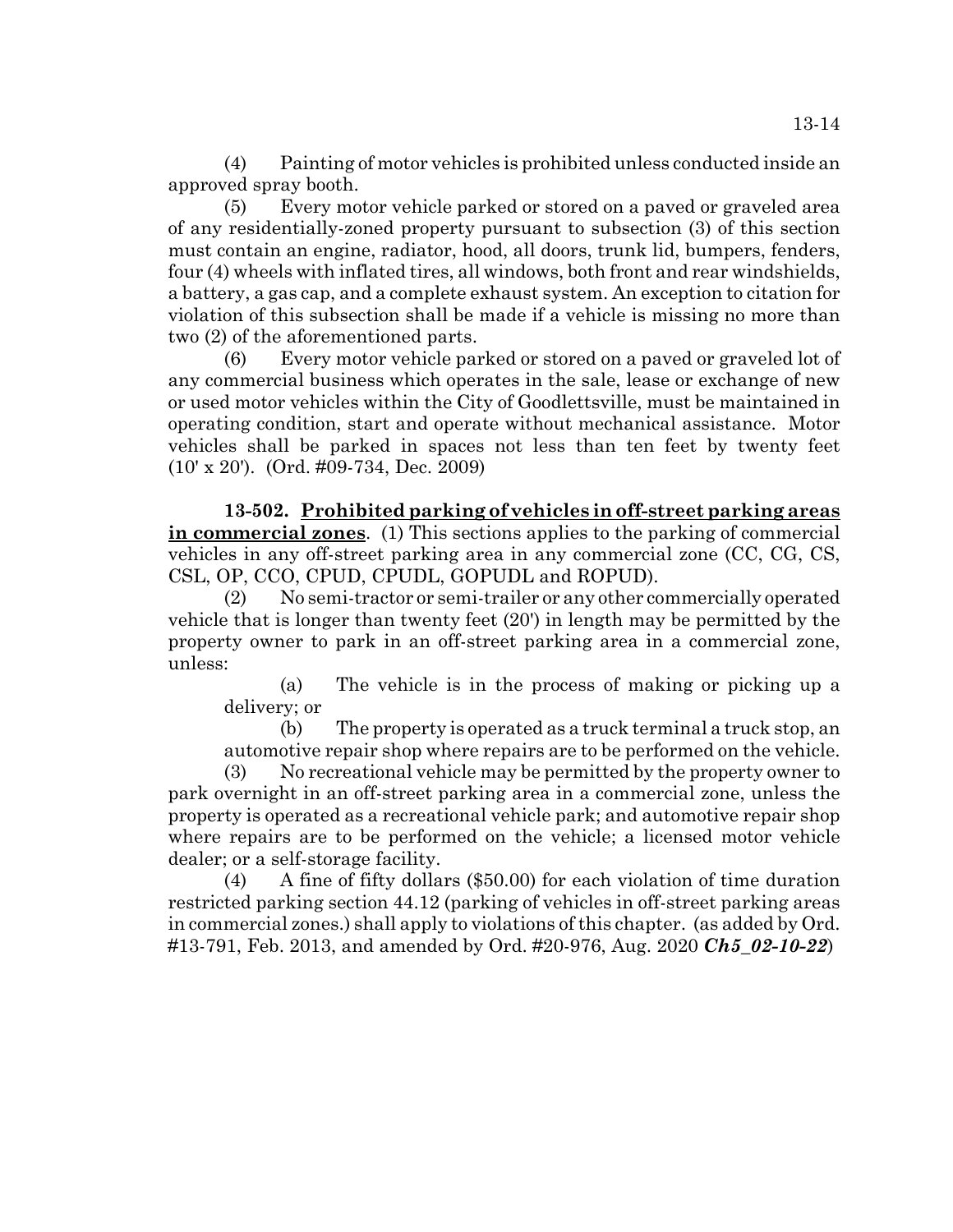(4) Painting of motor vehicles is prohibited unless conducted inside an approved spray booth.

(5) Every motor vehicle parked or stored on a paved or graveled area of any residentially-zoned property pursuant to subsection (3) of this section must contain an engine, radiator, hood, all doors, trunk lid, bumpers, fenders, four (4) wheels with inflated tires, all windows, both front and rear windshields, a battery, a gas cap, and a complete exhaust system. An exception to citation for violation of this subsection shall be made if a vehicle is missing no more than two (2) of the aforementioned parts.

(6) Every motor vehicle parked or stored on a paved or graveled lot of any commercial business which operates in the sale, lease or exchange of new or used motor vehicles within the City of Goodlettsville, must be maintained in operating condition, start and operate without mechanical assistance. Motor vehicles shall be parked in spaces not less than ten feet by twenty feet (10' x 20'). (Ord. #09-734, Dec. 2009)

**13-502. <u>Prohibited parking of vehicles in off-street parking areas in commercial zones</u>**. (1) This sections applies to the parking of commercial vehicles in any off-street parking area in any commercial zone (CC, CG, CS, CSL, OP, CCO, CPUD, CPUDL, GOPUDL and ROPUD).

(2) No semi-tractor or semi-trailer or any other commercially operated vehicle that is longer than twenty feet (20') in length may be permitted by the property owner to park in an off-street parking area in a commercial zone, unless:

(a) The vehicle is in the process of making or picking up a delivery; or

(b) The property is operated as a truck terminal a truck stop, an automotive repair shop where repairs are to be performed on the vehicle.

(3) No recreational vehicle may be permitted by the property owner to park overnight in an off-street parking area in a commercial zone, unless the property is operated as a recreational vehicle park; and automotive repair shop where repairs are to be performed on the vehicle; a licensed motor vehicle dealer; or a self-storage facility.

(4) A fine of fifty dollars ($50.00) for each violation of time duration restricted parking section 44.12 (parking of vehicles in off-street parking areas in commercial zones.) shall apply to violations of this chapter. (as added by Ord. #13-791, Feb. 2013, and amended by Ord. #20-976, Aug. 2020 ***Ch5_02-10-22***)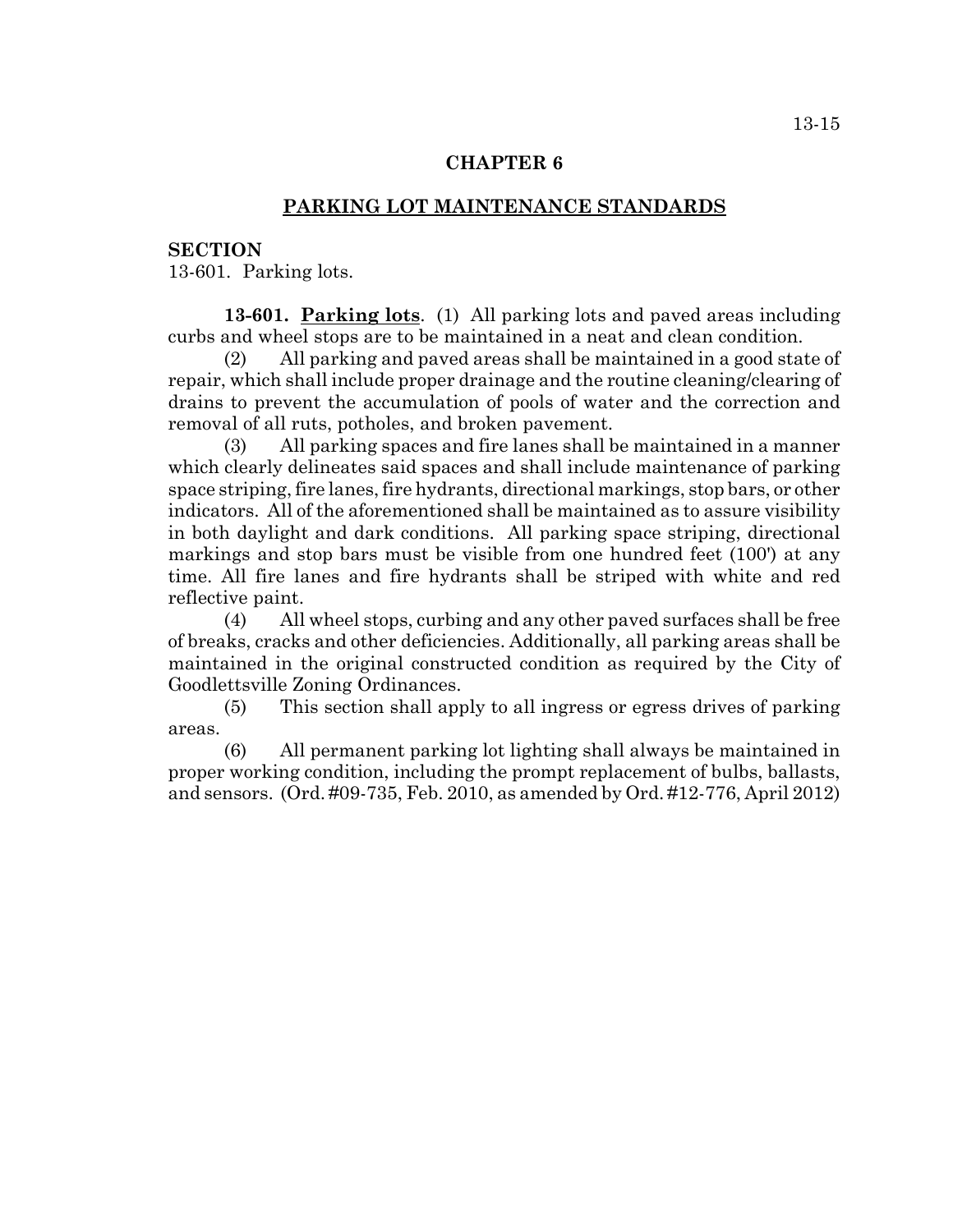# CHAPTER 6

## PARKING LOT MAINTENANCE STANDARDS

**SECTION**

13-601. Parking lots.

**13-601. Parking lots**. (1) All parking lots and paved areas including curbs and wheel stops are to be maintained in a neat and clean condition.

(2) All parking and paved areas shall be maintained in a good state of repair, which shall include proper drainage and the routine cleaning/clearing of drains to prevent the accumulation of pools of water and the correction and removal of all ruts, potholes, and broken pavement.

(3) All parking spaces and fire lanes shall be maintained in a manner which clearly delineates said spaces and shall include maintenance of parking space striping, fire lanes, fire hydrants, directional markings, stop bars, or other indicators. All of the aforementioned shall be maintained as to assure visibility in both daylight and dark conditions. All parking space striping, directional markings and stop bars must be visible from one hundred feet (100') at any time. All fire lanes and fire hydrants shall be striped with white and red reflective paint.

(4) All wheel stops, curbing and any other paved surfaces shall be free of breaks, cracks and other deficiencies. Additionally, all parking areas shall be maintained in the original constructed condition as required by the City of Goodlettsville Zoning Ordinances.

(5) This section shall apply to all ingress or egress drives of parking areas.

(6) All permanent parking lot lighting shall always be maintained in proper working condition, including the prompt replacement of bulbs, ballasts, and sensors. (Ord. #09-735, Feb. 2010, as amended by Ord. #12-776, April 2012)